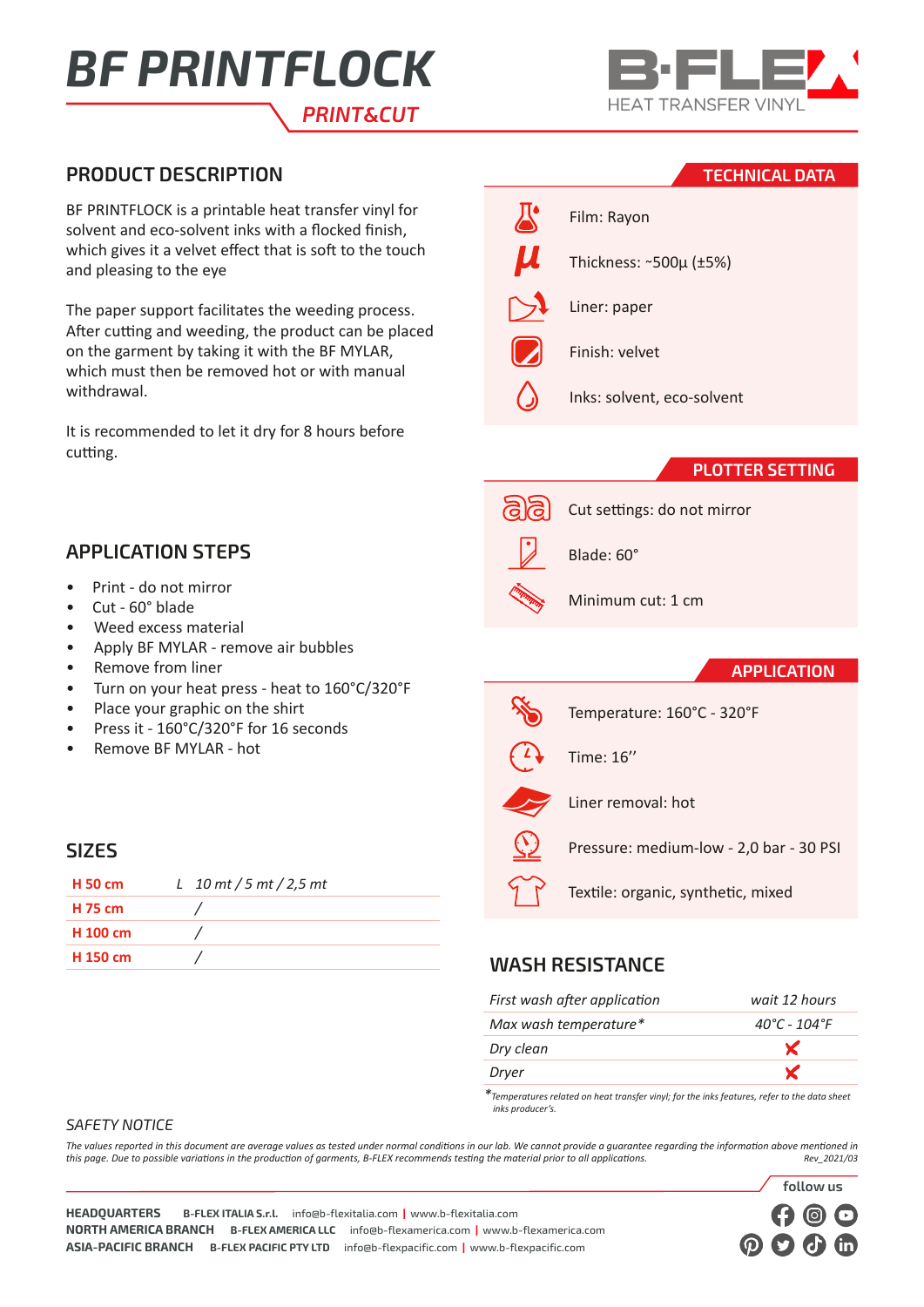# BF PRINTFLOCK

**PRINT&CUT**

B·FLEX HEAT TRANSFER VINYL

## PRODUCT DESCRIPTION

BF PRINTFLOCK is a printable heat transfer vinyl for solvent and eco-solvent inks with a flocked finish, which gives it a velvet effect that is soft to the touch and pleasing to the eye

The paper support facilitates the weeding process. After cutting and weeding, the product can be placed on the garment by taking it with the BF MYLAR, which must then be removed hot or with manual withdrawal.

It is recommended to let it dry for 8 hours before cutting.

## TECHNICAL DATA

- Film: Rayon
- Thickness: ~500µ (±5%)
- Liner: paper
- Finish: velvet
- Inks: solvent, eco-solvent

## PLOTTER SETTING

- Cut settings: do not mirror
- Blade: 60°
- Minimum cut: 1 cm

## APPLICATION STEPS

- Print - do not mirror
- Cut - 60° blade
- Weed excess material
- Apply BF MYLAR - remove air bubbles
- Remove from liner
- Turn on your heat press - heat to 160°C/320°F
- Place your graphic on the shirt
- Press it - 160°C/320°F for 16 seconds
- Remove BF MYLAR - hot

## APPLICATION

- Temperature: 160°C - 320°F
- Time: 16’’
- Liner removal: hot
- Pressure: medium-low - 2,0 bar - 30 PSI
- Textile: organic, synthetic, mixed

## SIZES

| | L |
|---|---|
| **H 50 cm** | *10 mt / 5 mt / 2,5 mt* |
| **H 75 cm** | / |
| **H 100 cm** | / |
| **H 150 cm** | / |

## WASH RESISTANCE

| | |
|---|---|
| *First wash after application* | *wait 12 hours* |
| *Max wash temperature** | *40°C - 104°F* |
| *Dry clean* | ✘ |
| *Dryer* | ✘ |

**Temperatures related on heat transfer vinyl; for the inks features, refer to the data sheet inks producer's.*

*SAFETY NOTICE*

*The values reported in this document are average values as tested under normal conditions in our lab. We cannot provide a guarantee regarding the information above mentioned in this page. Due to possible variations in the production of garments, B-FLEX recommends testing the material prior to all applications.*

*Rev_2021/03*

**HEADQUARTERS** **B-FLEX ITALIA S.r.l.** info@b-flexitalia.com | www.b-flexitalia.com
**NORTH AMERICA BRANCH** **B-FLEX AMERICA LLC** info@b-flexamerica.com | www.b-flexamerica.com
**ASIA-PACIFIC BRANCH** **B-FLEX PACIFIC PTY LTD** info@b-flexpacific.com | www.b-flexpacific.com

follow us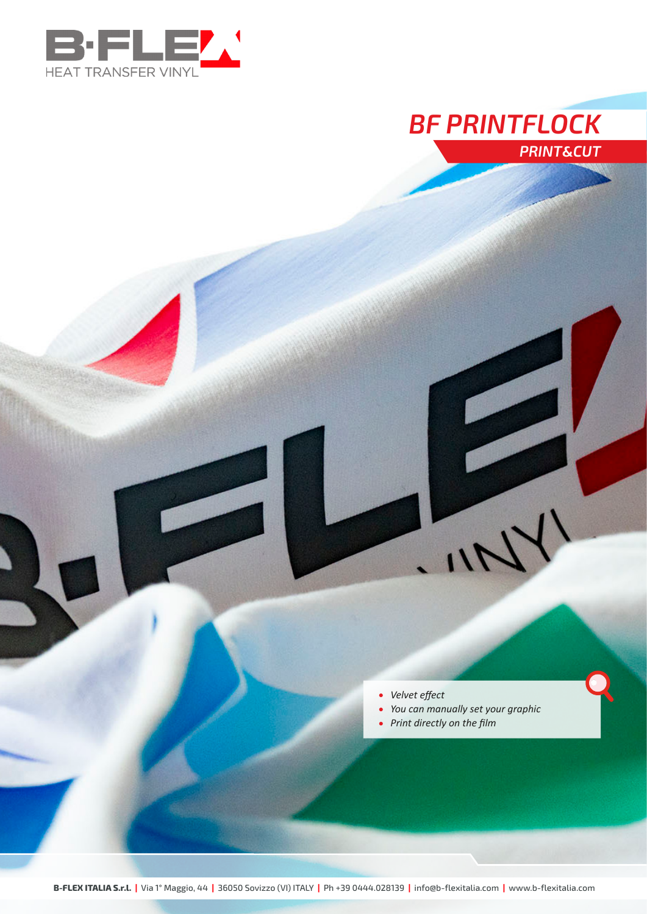B·FLEX
HEAT TRANSFER VINYL

# BF PRINTFLOCK

## PRINT&CUT

- *Velvet effect*
- *You can manually set your graphic*
- *Print directly on the film*

**B-FLEX ITALIA S.r.l.** | Via 1° Maggio, 44 | 36050 Sovizzo (VI) ITALY | Ph +39 0444.028139 | info@b-flexitalia.com | www.b-flexitalia.com